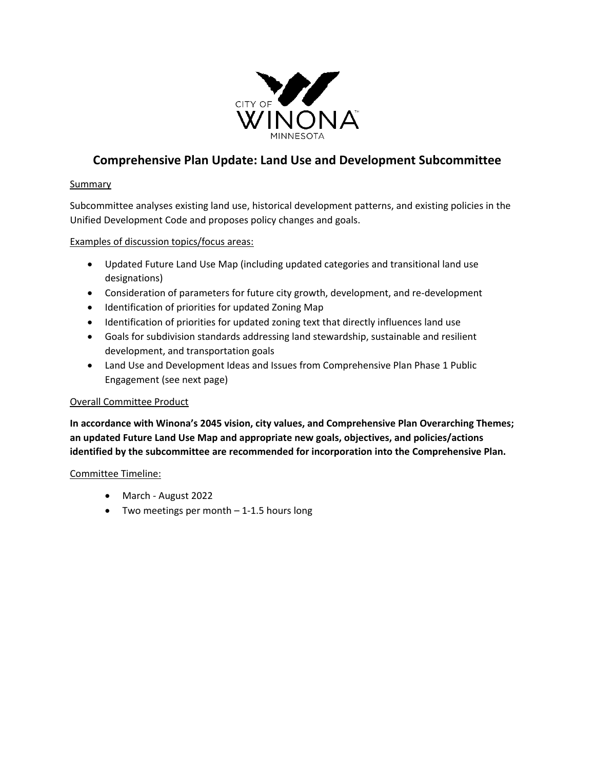CITY OF WINONA MINNESOTA

# Comprehensive Plan Update: Land Use and Development Subcommittee

## Summary

Subcommittee analyses existing land use, historical development patterns, and existing policies in the Unified Development Code and proposes policy changes and goals.

## Examples of discussion topics/focus areas:

- Updated Future Land Use Map (including updated categories and transitional land use designations)
- Consideration of parameters for future city growth, development, and re-development
- Identification of priorities for updated Zoning Map
- Identification of priorities for updated zoning text that directly influences land use
- Goals for subdivision standards addressing land stewardship, sustainable and resilient development, and transportation goals
- Land Use and Development Ideas and Issues from Comprehensive Plan Phase 1 Public Engagement (see next page)

## Overall Committee Product

**In accordance with Winona's 2045 vision, city values, and Comprehensive Plan Overarching Themes; an updated Future Land Use Map and appropriate new goals, objectives, and policies/actions identified by the subcommittee are recommended for incorporation into the Comprehensive Plan.**

## Committee Timeline:

- March - August 2022
- Two meetings per month – 1-1.5 hours long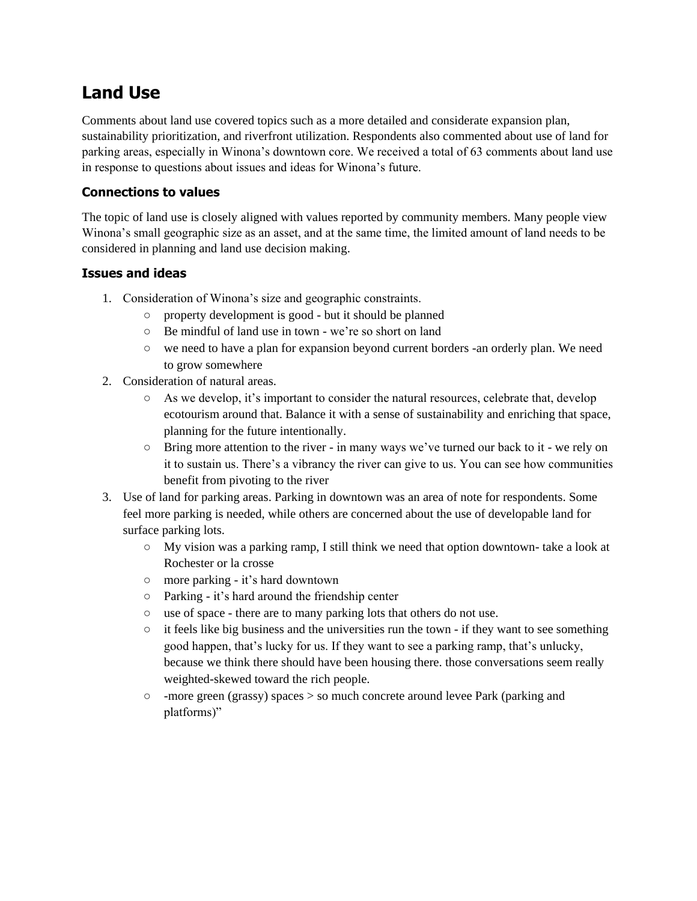## Land Use

Comments about land use covered topics such as a more detailed and considerate expansion plan, sustainability prioritization, and riverfront utilization. Respondents also commented about use of land for parking areas, especially in Winona's downtown core. We received a total of 63 comments about land use in response to questions about issues and ideas for Winona's future.

### Connections to values

The topic of land use is closely aligned with values reported by community members. Many people view Winona's small geographic size as an asset, and at the same time, the limited amount of land needs to be considered in planning and land use decision making.

### Issues and ideas

1. Consideration of Winona's size and geographic constraints.
   - property development is good - but it should be planned
   - Be mindful of land use in town - we're so short on land
   - we need to have a plan for expansion beyond current borders -an orderly plan. We need to grow somewhere
2. Consideration of natural areas.
   - As we develop, it's important to consider the natural resources, celebrate that, develop ecotourism around that. Balance it with a sense of sustainability and enriching that space, planning for the future intentionally.
   - Bring more attention to the river - in many ways we've turned our back to it - we rely on it to sustain us. There's a vibrancy the river can give to us. You can see how communities benefit from pivoting to the river
3. Use of land for parking areas. Parking in downtown was an area of note for respondents. Some feel more parking is needed, while others are concerned about the use of developable land for surface parking lots.
   - My vision was a parking ramp, I still think we need that option downtown- take a look at Rochester or la crosse
   - more parking - it's hard downtown
   - Parking - it's hard around the friendship center
   - use of space - there are to many parking lots that others do not use.
   - it feels like big business and the universities run the town - if they want to see something good happen, that's lucky for us. If they want to see a parking ramp, that's unlucky, because we think there should have been housing there. those conversations seem really weighted-skewed toward the rich people.
   - -more green (grassy) spaces > so much concrete around levee Park (parking and platforms)"